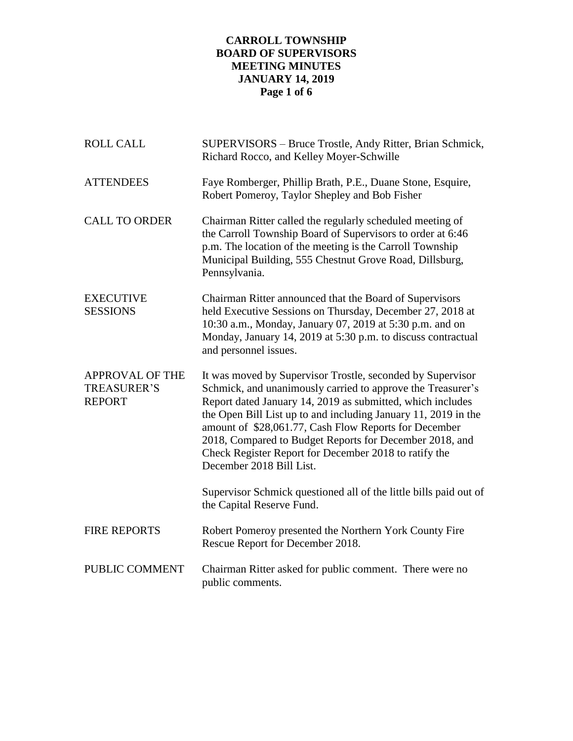# CARROLL TOWNSHIP
## BOARD OF SUPERVISORS
## MEETING MINUTES
## JANUARY 14, 2019

| | |
|---|---|
| ROLL CALL | SUPERVISORS – Bruce Trostle, Andy Ritter, Brian Schmick, Richard Rocco, and Kelley Moyer-Schwille |
| ATTENDEES | Faye Romberger, Phillip Brath, P.E., Duane Stone, Esquire, Robert Pomeroy, Taylor Shepley and Bob Fisher |
| CALL TO ORDER | Chairman Ritter called the regularly scheduled meeting of the Carroll Township Board of Supervisors to order at 6:46 p.m. The location of the meeting is the Carroll Township Municipal Building, 555 Chestnut Grove Road, Dillsburg, Pennsylvania. |
| EXECUTIVE SESSIONS | Chairman Ritter announced that the Board of Supervisors held Executive Sessions on Thursday, December 27, 2018 at 10:30 a.m., Monday, January 07, 2019 at 5:30 p.m. and on Monday, January 14, 2019 at 5:30 p.m. to discuss contractual and personnel issues. |
| APPROVAL OF THE TREASURER'S REPORT | It was moved by Supervisor Trostle, seconded by Supervisor Schmick, and unanimously carried to approve the Treasurer's Report dated January 14, 2019 as submitted, which includes the Open Bill List up to and including January 11, 2019 in the amount of $28,061.77, Cash Flow Reports for December 2018, Compared to Budget Reports for December 2018, and Check Register Report for December 2018 to ratify the December 2018 Bill List.<br><br>Supervisor Schmick questioned all of the little bills paid out of the Capital Reserve Fund. |
| FIRE REPORTS | Robert Pomeroy presented the Northern York County Fire Rescue Report for December 2018. |
| PUBLIC COMMENT | Chairman Ritter asked for public comment. There were no public comments. |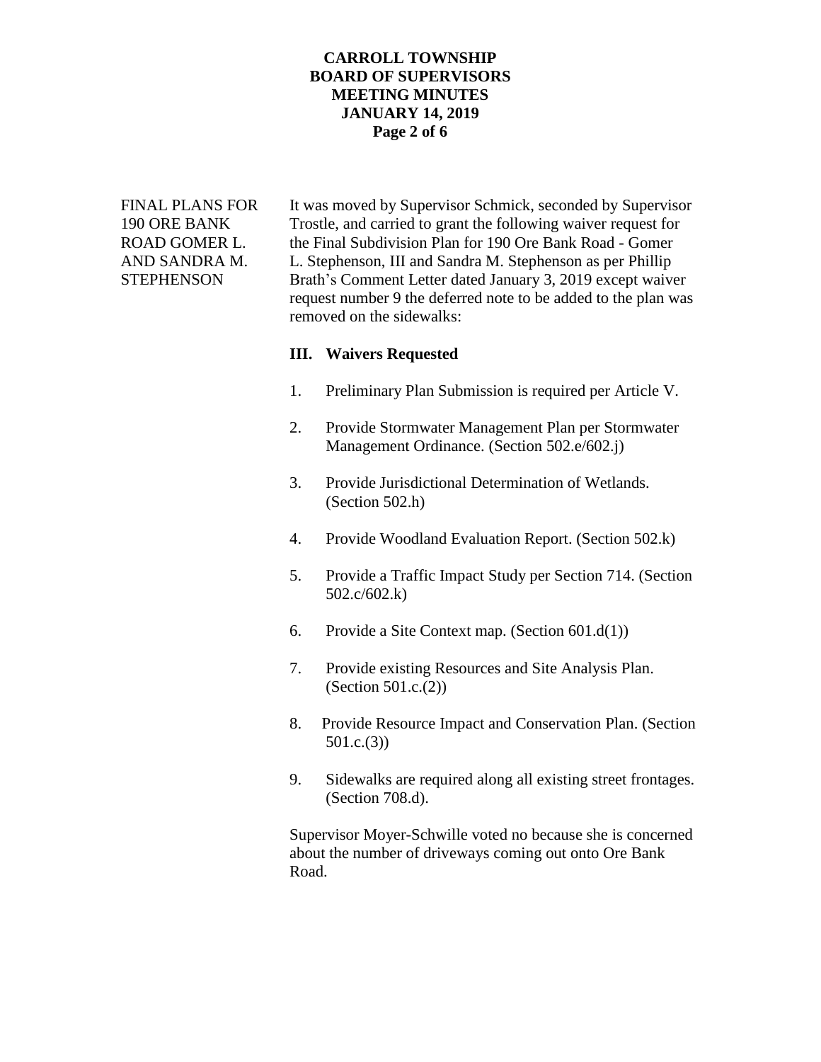**FINAL PLANS FOR 190 ORE BANK ROAD GOMER L. AND SANDRA M. STEPHENSON**

It was moved by Supervisor Schmick, seconded by Supervisor Trostle, and carried to grant the following waiver request for the Final Subdivision Plan for 190 Ore Bank Road - Gomer L. Stephenson, III and Sandra M. Stephenson as per Phillip Brath's Comment Letter dated January 3, 2019 except waiver request number 9 the deferred note to be added to the plan was removed on the sidewalks:

**III. Waivers Requested**

1. Preliminary Plan Submission is required per Article V.
2. Provide Stormwater Management Plan per Stormwater Management Ordinance. (Section 502.e/602.j)
3. Provide Jurisdictional Determination of Wetlands. (Section 502.h)
4. Provide Woodland Evaluation Report. (Section 502.k)
5. Provide a Traffic Impact Study per Section 714. (Section 502.c/602.k)
6. Provide a Site Context map. (Section 601.d(1))
7. Provide existing Resources and Site Analysis Plan. (Section 501.c.(2))
8. Provide Resource Impact and Conservation Plan. (Section 501.c.(3))
9. Sidewalks are required along all existing street frontages. (Section 708.d).

Supervisor Moyer-Schwille voted no because she is concerned about the number of driveways coming out onto Ore Bank Road.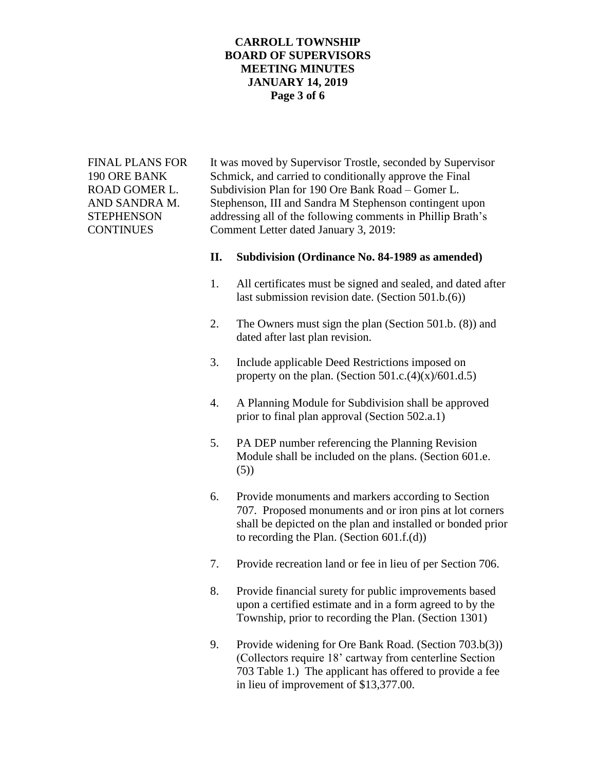FINAL PLANS FOR 190 ORE BANK ROAD GOMER L. AND SANDRA M. STEPHENSON CONTINUES

It was moved by Supervisor Trostle, seconded by Supervisor Schmick, and carried to conditionally approve the Final Subdivision Plan for 190 Ore Bank Road – Gomer L. Stephenson, III and Sandra M Stephenson contingent upon addressing all of the following comments in Phillip Brath's Comment Letter dated January 3, 2019:

**II. Subdivision (Ordinance No. 84-1989 as amended)**

1. All certificates must be signed and sealed, and dated after last submission revision date. (Section 501.b.(6))

2. The Owners must sign the plan (Section 501.b. (8)) and dated after last plan revision.

3. Include applicable Deed Restrictions imposed on property on the plan. (Section 501.c.(4)(x)/601.d.5)

4. A Planning Module for Subdivision shall be approved prior to final plan approval (Section 502.a.1)

5. PA DEP number referencing the Planning Revision Module shall be included on the plans. (Section 601.e.(5))

6. Provide monuments and markers according to Section 707. Proposed monuments and or iron pins at lot corners shall be depicted on the plan and installed or bonded prior to recording the Plan. (Section 601.f.(d))

7. Provide recreation land or fee in lieu of per Section 706.

8. Provide financial surety for public improvements based upon a certified estimate and in a form agreed to by the Township, prior to recording the Plan. (Section 1301)

9. Provide widening for Ore Bank Road. (Section 703.b(3)) (Collectors require 18' cartway from centerline Section 703 Table 1.) The applicant has offered to provide a fee in lieu of improvement of $13,377.00.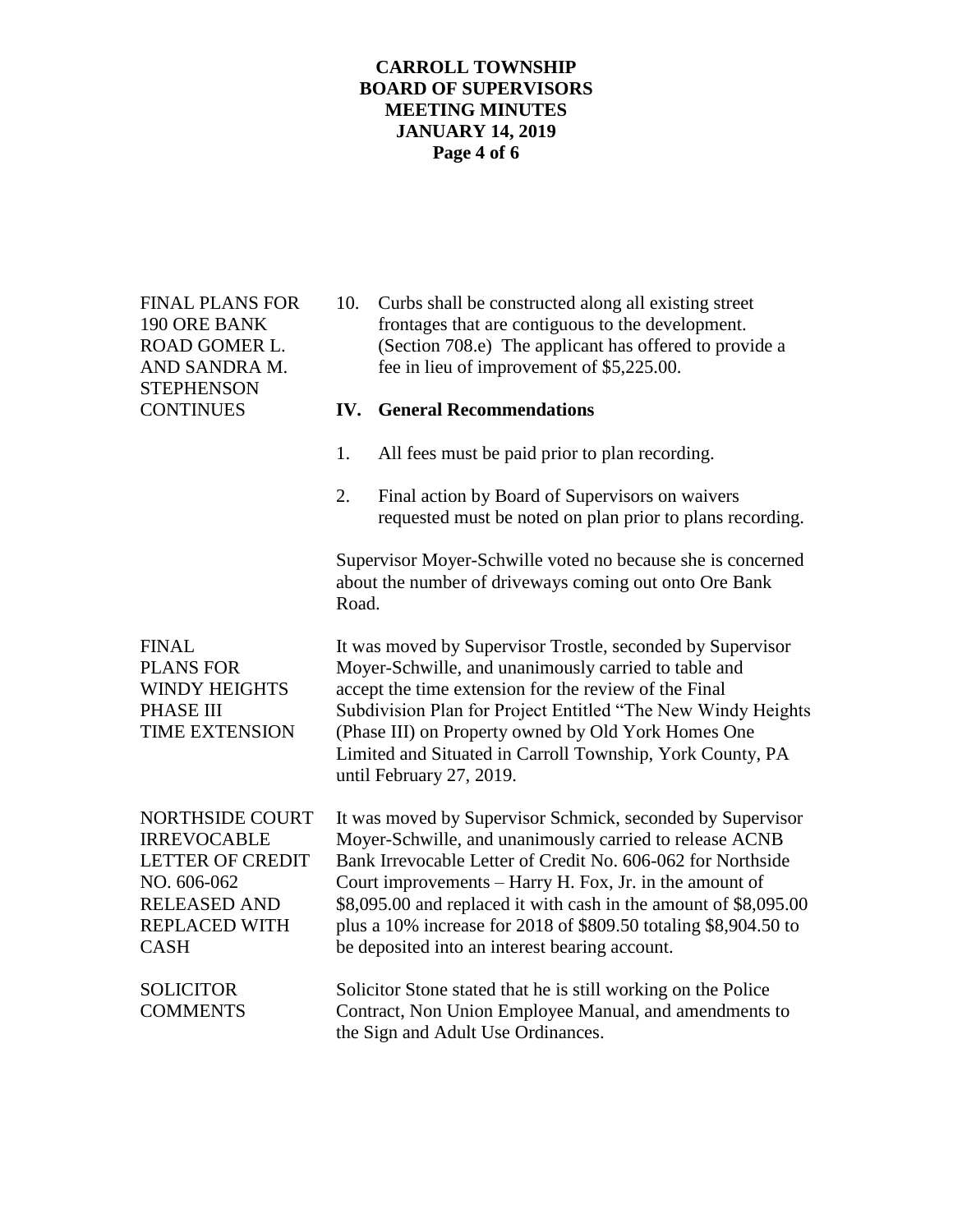**FINAL PLANS FOR 190 ORE BANK ROAD GOMER L. AND SANDRA M. STEPHENSON CONTINUES**

10. Curbs shall be constructed along all existing street frontages that are contiguous to the development. (Section 708.e) The applicant has offered to provide a fee in lieu of improvement of $5,225.00.

**IV. General Recommendations**

1. All fees must be paid prior to plan recording.
2. Final action by Board of Supervisors on waivers requested must be noted on plan prior to plans recording.

Supervisor Moyer-Schwille voted no because she is concerned about the number of driveways coming out onto Ore Bank Road.

**FINAL PLANS FOR WINDY HEIGHTS PHASE III TIME EXTENSION**

It was moved by Supervisor Trostle, seconded by Supervisor Moyer-Schwille, and unanimously carried to table and accept the time extension for the review of the Final Subdivision Plan for Project Entitled "The New Windy Heights (Phase III) on Property owned by Old York Homes One Limited and Situated in Carroll Township, York County, PA until February 27, 2019.

**NORTHSIDE COURT IRREVOCABLE LETTER OF CREDIT NO. 606-062 RELEASED AND REPLACED WITH CASH**

It was moved by Supervisor Schmick, seconded by Supervisor Moyer-Schwille, and unanimously carried to release ACNB Bank Irrevocable Letter of Credit No. 606-062 for Northside Court improvements – Harry H. Fox, Jr. in the amount of $8,095.00 and replaced it with cash in the amount of $8,095.00 plus a 10% increase for 2018 of $809.50 totaling $8,904.50 to be deposited into an interest bearing account.

**SOLICITOR COMMENTS**

Solicitor Stone stated that he is still working on the Police Contract, Non Union Employee Manual, and amendments to the Sign and Adult Use Ordinances.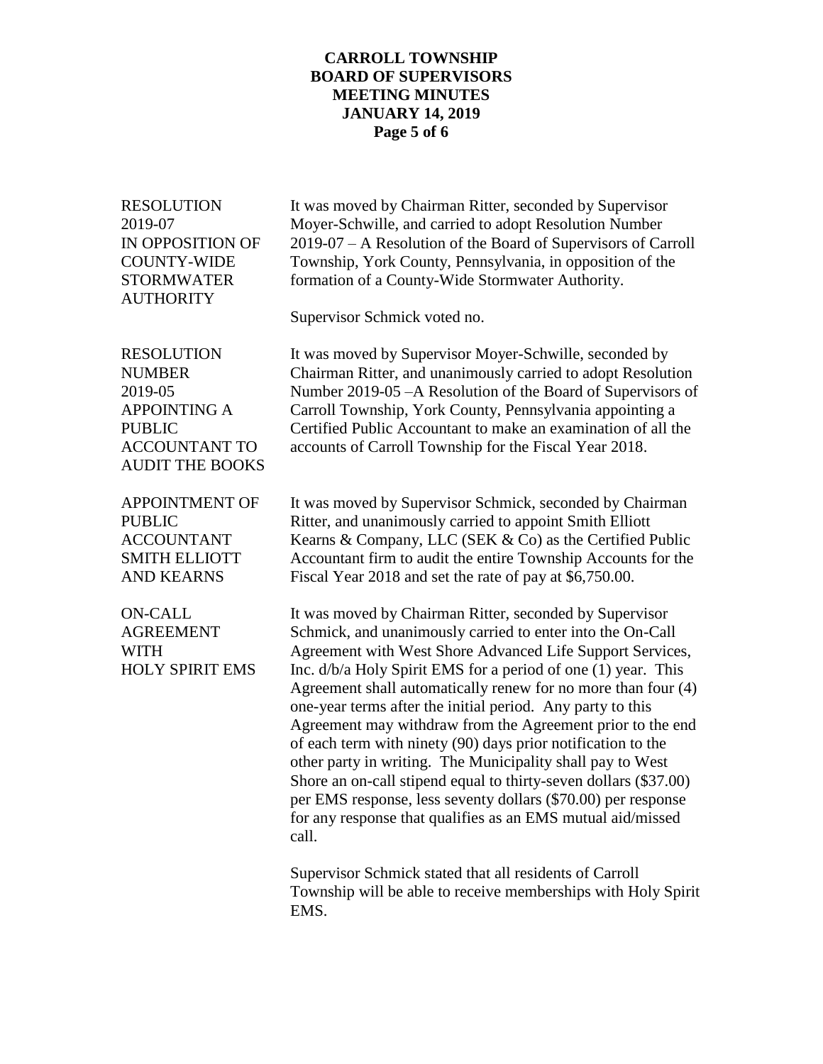**RESOLUTION 2019-07 IN OPPOSITION OF COUNTY-WIDE STORMWATER AUTHORITY**

It was moved by Chairman Ritter, seconded by Supervisor Moyer-Schwille, and carried to adopt Resolution Number 2019-07 – A Resolution of the Board of Supervisors of Carroll Township, York County, Pennsylvania, in opposition of the formation of a County-Wide Stormwater Authority.

Supervisor Schmick voted no.

**RESOLUTION NUMBER 2019-05 APPOINTING A PUBLIC ACCOUNTANT TO AUDIT THE BOOKS**

It was moved by Supervisor Moyer-Schwille, seconded by Chairman Ritter, and unanimously carried to adopt Resolution Number 2019-05 –A Resolution of the Board of Supervisors of Carroll Township, York County, Pennsylvania appointing a Certified Public Accountant to make an examination of all the accounts of Carroll Township for the Fiscal Year 2018.

**APPOINTMENT OF PUBLIC ACCOUNTANT SMITH ELLIOTT AND KEARNS**

It was moved by Supervisor Schmick, seconded by Chairman Ritter, and unanimously carried to appoint Smith Elliott Kearns & Company, LLC (SEK & Co) as the Certified Public Accountant firm to audit the entire Township Accounts for the Fiscal Year 2018 and set the rate of pay at $6,750.00.

**ON-CALL AGREEMENT WITH HOLY SPIRIT EMS**

It was moved by Chairman Ritter, seconded by Supervisor Schmick, and unanimously carried to enter into the On-Call Agreement with West Shore Advanced Life Support Services, Inc. d/b/a Holy Spirit EMS for a period of one (1) year. This Agreement shall automatically renew for no more than four (4) one-year terms after the initial period. Any party to this Agreement may withdraw from the Agreement prior to the end of each term with ninety (90) days prior notification to the other party in writing. The Municipality shall pay to West Shore an on-call stipend equal to thirty-seven dollars ($37.00) per EMS response, less seventy dollars ($70.00) per response for any response that qualifies as an EMS mutual aid/missed call.

Supervisor Schmick stated that all residents of Carroll Township will be able to receive memberships with Holy Spirit EMS.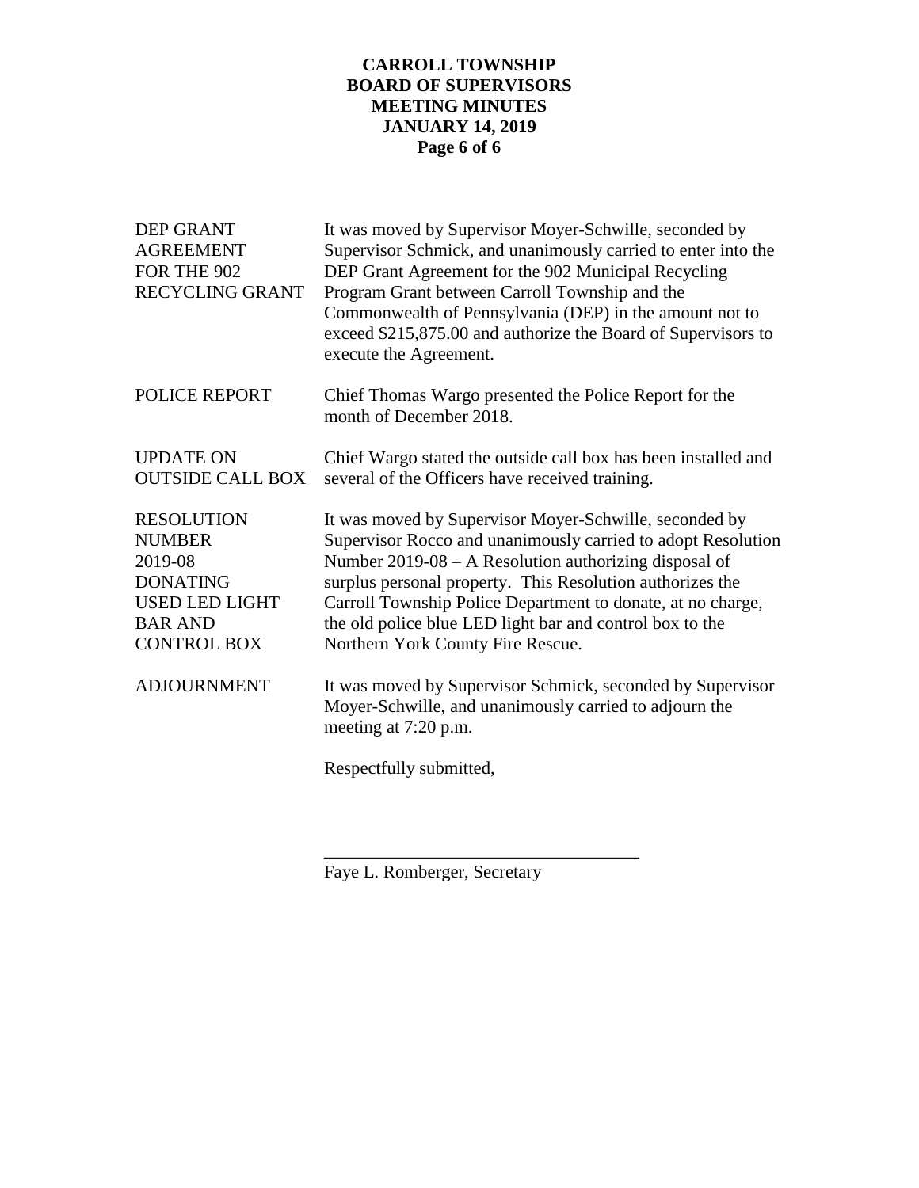**DEP GRANT AGREEMENT FOR THE 902 RECYCLING GRANT**

It was moved by Supervisor Moyer-Schwille, seconded by Supervisor Schmick, and unanimously carried to enter into the DEP Grant Agreement for the 902 Municipal Recycling Program Grant between Carroll Township and the Commonwealth of Pennsylvania (DEP) in the amount not to exceed $215,875.00 and authorize the Board of Supervisors to execute the Agreement.

**POLICE REPORT**

Chief Thomas Wargo presented the Police Report for the month of December 2018.

**UPDATE ON OUTSIDE CALL BOX**

Chief Wargo stated the outside call box has been installed and several of the Officers have received training.

**RESOLUTION NUMBER 2019-08 DONATING USED LED LIGHT BAR AND CONTROL BOX**

It was moved by Supervisor Moyer-Schwille, seconded by Supervisor Rocco and unanimously carried to adopt Resolution Number 2019-08 – A Resolution authorizing disposal of surplus personal property. This Resolution authorizes the Carroll Township Police Department to donate, at no charge, the old police blue LED light bar and control box to the Northern York County Fire Rescue.

**ADJOURNMENT**

It was moved by Supervisor Schmick, seconded by Supervisor Moyer-Schwille, and unanimously carried to adjourn the meeting at 7:20 p.m.

Respectfully submitted,

\_\_\_\_\_\_\_\_\_\_\_\_\_\_\_\_\_\_\_\_\_\_\_\_\_\_\_\_\_\_\_\_\_\_\_

Faye L. Romberger, Secretary